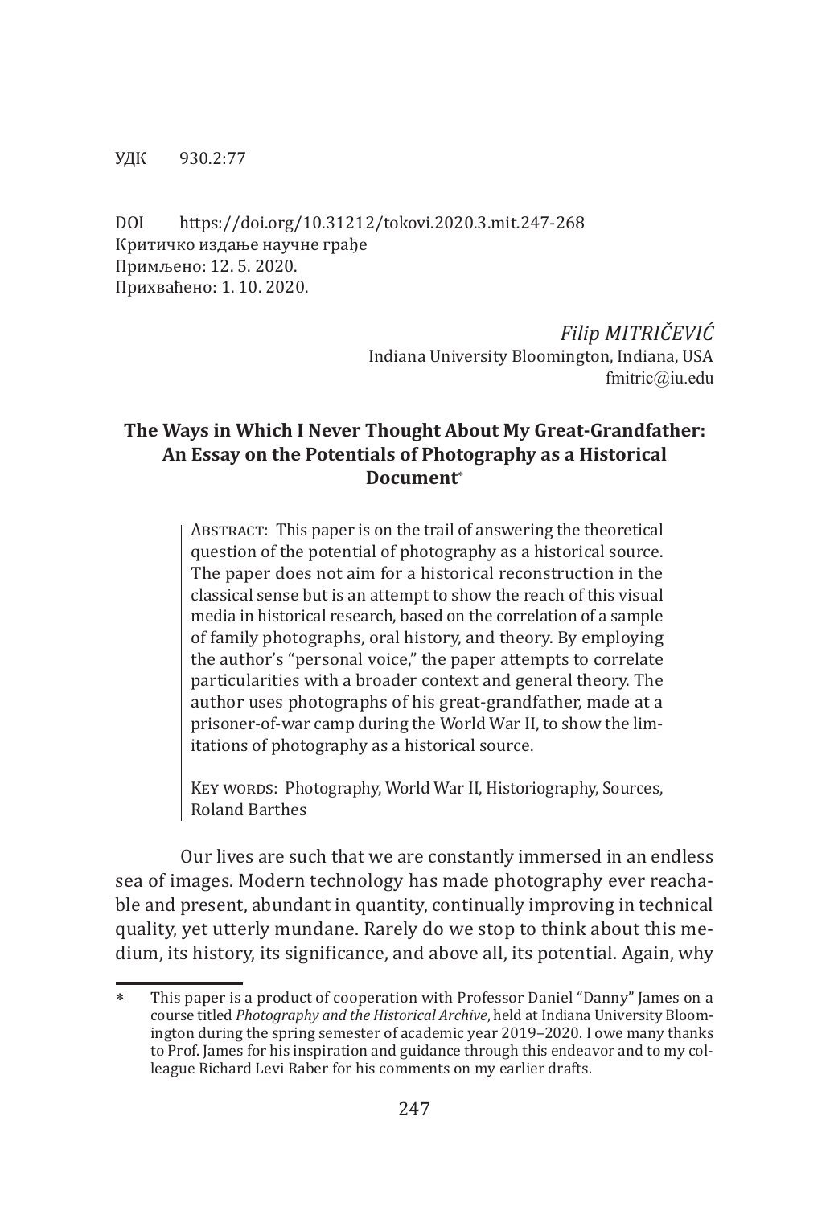УДК 930.2:77

DOI https://doi.org/10.31212/tokovi.2020.3.mit.247-268
Критичко издање научне грађе
Примљено: 12. 5. 2020.
Прихваћено: 1. 10. 2020.

*Filip MITRIČEVIĆ*
Indiana University Bloomington, Indiana, USA
fmitric@iu.edu

# The Ways in Which I Never Thought About My Great-Grandfather: An Essay on the Potentials of Photography as a Historical Document*

Abstract: This paper is on the trail of answering the theoretical question of the potential of photography as a historical source. The paper does not aim for a historical reconstruction in the classical sense but is an attempt to show the reach of this visual media in historical research, based on the correlation of a sample of family photographs, oral history, and theory. By employing the author's "personal voice," the paper attempts to correlate particularities with a broader context and general theory. The author uses photographs of his great-grandfather, made at a prisoner-of-war camp during the World War II, to show the limitations of photography as a historical source.

Key words: Photography, World War II, Historiography, Sources, Roland Barthes

Our lives are such that we are constantly immersed in an endless sea of images. Modern technology has made photography ever reachable and present, abundant in quantity, continually improving in technical quality, yet utterly mundane. Rarely do we stop to think about this medium, its history, its significance, and above all, its potential. Again, why

---

\* This paper is a product of cooperation with Professor Daniel "Danny" James on a course titled *Photography and the Historical Archive*, held at Indiana University Bloomington during the spring semester of academic year 2019–2020. I owe many thanks to Prof. James for his inspiration and guidance through this endeavor and to my colleague Richard Levi Raber for his comments on my earlier drafts.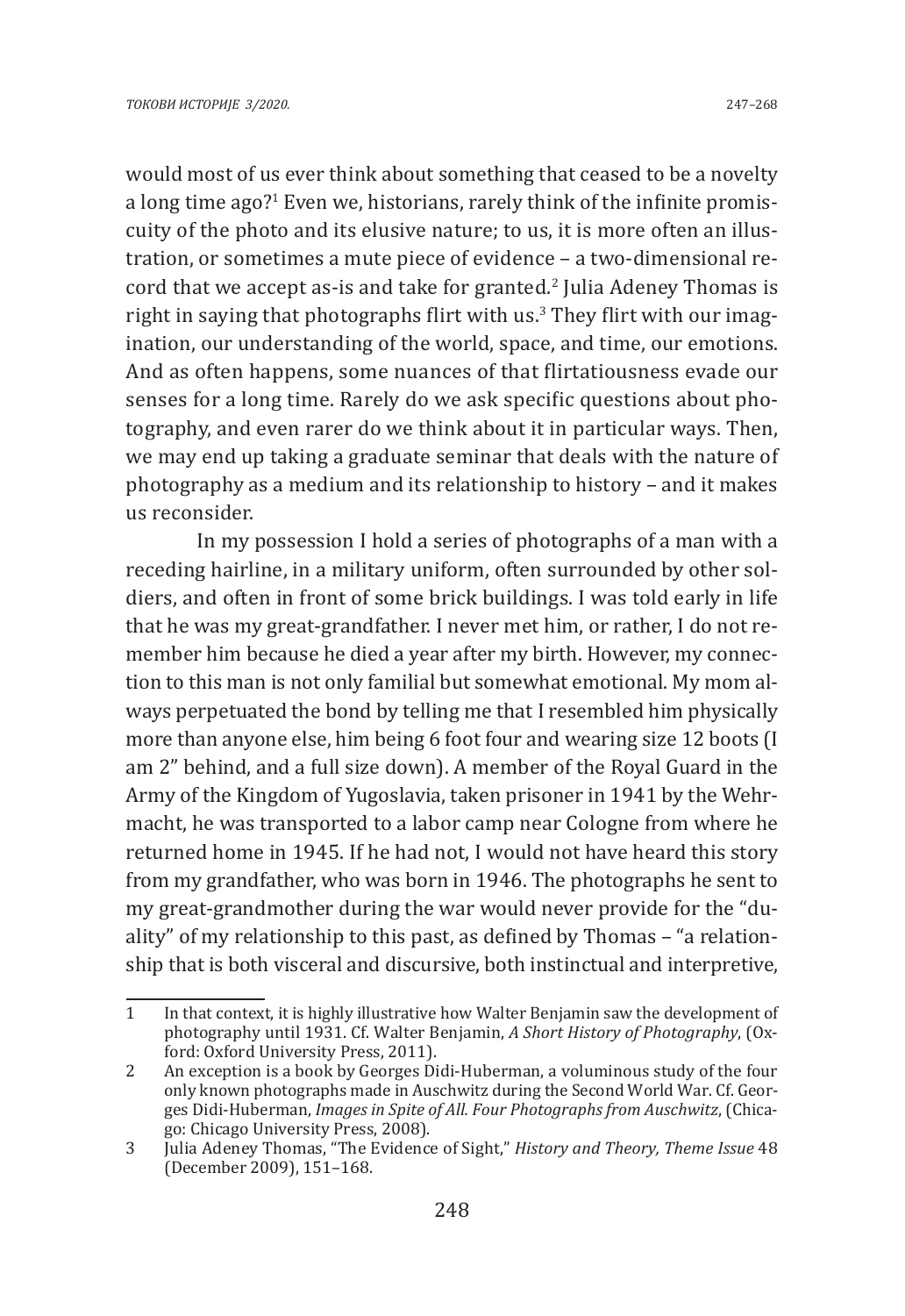would most of us ever think about something that ceased to be a novelty a long time ago?[1] Even we, historians, rarely think of the infinite promiscuity of the photo and its elusive nature; to us, it is more often an illustration, or sometimes a mute piece of evidence – a two-dimensional record that we accept as-is and take for granted.[2] Julia Adeney Thomas is right in saying that photographs flirt with us.[3] They flirt with our imagination, our understanding of the world, space, and time, our emotions. And as often happens, some nuances of that flirtatiousness evade our senses for a long time. Rarely do we ask specific questions about photography, and even rarer do we think about it in particular ways. Then, we may end up taking a graduate seminar that deals with the nature of photography as a medium and its relationship to history – and it makes us reconsider.

In my possession I hold a series of photographs of a man with a receding hairline, in a military uniform, often surrounded by other soldiers, and often in front of some brick buildings. I was told early in life that he was my great-grandfather. I never met him, or rather, I do not remember him because he died a year after my birth. However, my connection to this man is not only familial but somewhat emotional. My mom always perpetuated the bond by telling me that I resembled him physically more than anyone else, him being 6 foot four and wearing size 12 boots (I am 2" behind, and a full size down). A member of the Royal Guard in the Army of the Kingdom of Yugoslavia, taken prisoner in 1941 by the Wehrmacht, he was transported to a labor camp near Cologne from where he returned home in 1945. If he had not, I would not have heard this story from my grandfather, who was born in 1946. The photographs he sent to my great-grandmother during the war would never provide for the "duality" of my relationship to this past, as defined by Thomas – "a relationship that is both visceral and discursive, both instinctual and interpretive,

---

1 In that context, it is highly illustrative how Walter Benjamin saw the development of photography until 1931. Cf. Walter Benjamin, *A Short History of Photography*, (Oxford: Oxford University Press, 2011).

2 An exception is a book by Georges Didi-Huberman, a voluminous study of the four only known photographs made in Auschwitz during the Second World War. Cf. Georges Didi-Huberman, *Images in Spite of All. Four Photographs from Auschwitz*, (Chicago: Chicago University Press, 2008).

3 Julia Adeney Thomas, "The Evidence of Sight," *History and Theory, Theme Issue* 48 (December 2009), 151–168.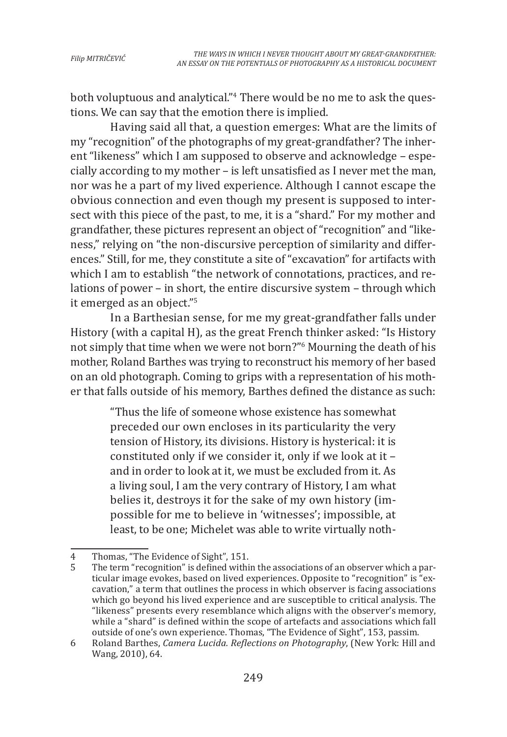both voluptuous and analytical."[4] There would be no me to ask the questions. We can say that the emotion there is implied.

Having said all that, a question emerges: What are the limits of my "recognition" of the photographs of my great-grandfather? The inherent "likeness" which I am supposed to observe and acknowledge – especially according to my mother – is left unsatisfied as I never met the man, nor was he a part of my lived experience. Although I cannot escape the obvious connection and even though my present is supposed to intersect with this piece of the past, to me, it is a "shard." For my mother and grandfather, these pictures represent an object of "recognition" and "likeness," relying on "the non-discursive perception of similarity and differences." Still, for me, they constitute a site of "excavation" for artifacts with which I am to establish "the network of connotations, practices, and relations of power – in short, the entire discursive system – through which it emerged as an object."[5]

In a Barthesian sense, for me my great-grandfather falls under History (with a capital H), as the great French thinker asked: "Is History not simply that time when we were not born?"[6] Mourning the death of his mother, Roland Barthes was trying to reconstruct his memory of her based on an old photograph. Coming to grips with a representation of his mother that falls outside of his memory, Barthes defined the distance as such:

> "Thus the life of someone whose existence has somewhat preceded our own encloses in its particularity the very tension of History, its divisions. History is hysterical: it is constituted only if we consider it, only if we look at it – and in order to look at it, we must be excluded from it. As a living soul, I am the very contrary of History, I am what belies it, destroys it for the sake of my own history (impossible for me to believe in 'witnesses'; impossible, at least, to be one; Michelet was able to write virtually noth-

---

4 Thomas, "The Evidence of Sight", 151.

5 The term "recognition" is defined within the associations of an observer which a particular image evokes, based on lived experiences. Opposite to "recognition" is "excavation," a term that outlines the process in which observer is facing associations which go beyond his lived experience and are susceptible to critical analysis. The "likeness" presents every resemblance which aligns with the observer's memory, while a "shard" is defined within the scope of artefacts and associations which fall outside of one's own experience. Thomas, "The Evidence of Sight", 153, passim.

6 Roland Barthes, *Camera Lucida. Reflections on Photography*, (New York: Hill and Wang, 2010), 64.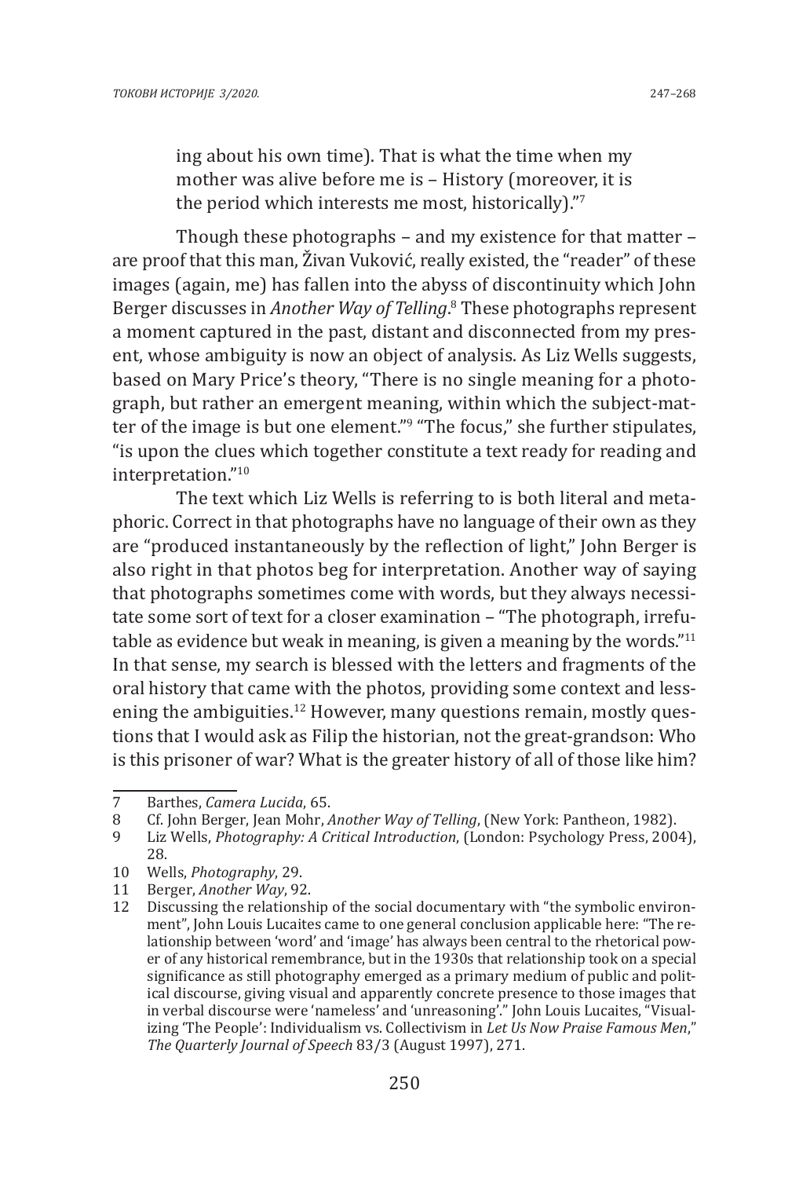> ing about his own time). That is what the time when my mother was alive before me is – History (moreover, it is the period which interests me most, historically)."[7]

Though these photographs – and my existence for that matter – are proof that this man, Živan Vuković, really existed, the "reader" of these images (again, me) has fallen into the abyss of discontinuity which John Berger discusses in *Another Way of Telling*.[8] These photographs represent a moment captured in the past, distant and disconnected from my present, whose ambiguity is now an object of analysis. As Liz Wells suggests, based on Mary Price's theory, "There is no single meaning for a photograph, but rather an emergent meaning, within which the subject-matter of the image is but one element."[9] "The focus," she further stipulates, "is upon the clues which together constitute a text ready for reading and interpretation."[10]

The text which Liz Wells is referring to is both literal and metaphoric. Correct in that photographs have no language of their own as they are "produced instantaneously by the reflection of light," John Berger is also right in that photos beg for interpretation. Another way of saying that photographs sometimes come with words, but they always necessitate some sort of text for a closer examination – "The photograph, irrefutable as evidence but weak in meaning, is given a meaning by the words."[11] In that sense, my search is blessed with the letters and fragments of the oral history that came with the photos, providing some context and lessening the ambiguities.[12] However, many questions remain, mostly questions that I would ask as Filip the historian, not the great-grandson: Who is this prisoner of war? What is the greater history of all of those like him?

---

7 Barthes, *Camera Lucida*, 65.

8 Cf. John Berger, Jean Mohr, *Another Way of Telling*, (New York: Pantheon, 1982).

9 Liz Wells, *Photography: A Critical Introduction*, (London: Psychology Press, 2004), 28.

10 Wells, *Photography*, 29.

11 Berger, *Another Way*, 92.

12 Discussing the relationship of the social documentary with "the symbolic environment", John Louis Lucaites came to one general conclusion applicable here: "The relationship between 'word' and 'image' has always been central to the rhetorical power of any historical remembrance, but in the 1930s that relationship took on a special significance as still photography emerged as a primary medium of public and political discourse, giving visual and apparently concrete presence to those images that in verbal discourse were 'nameless' and 'unreasoning'." John Louis Lucaites, "Visualizing 'The People': Individualism vs. Collectivism in *Let Us Now Praise Famous Men*," *The Quarterly Journal of Speech* 83/3 (August 1997), 271.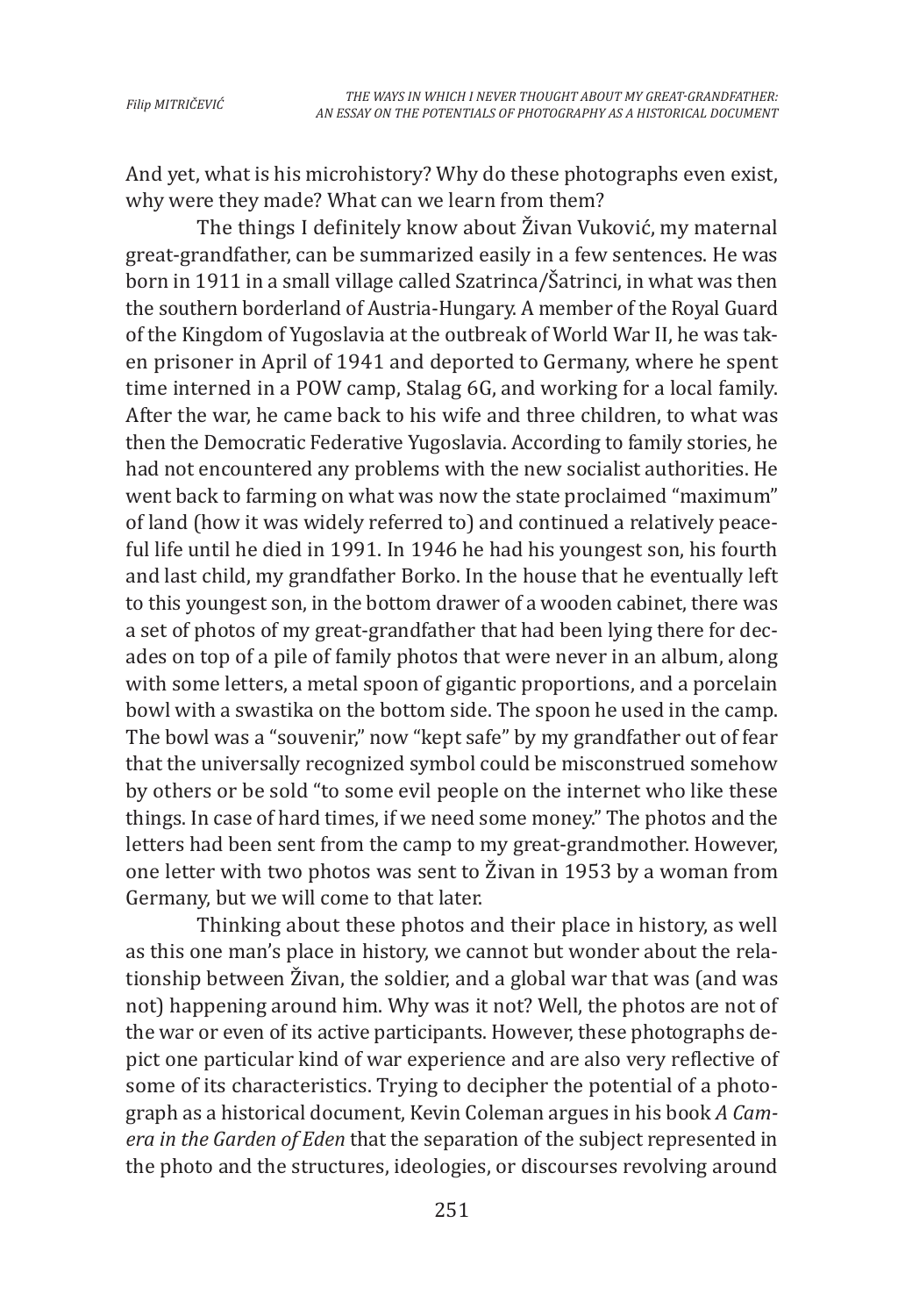And yet, what is his microhistory? Why do these photographs even exist, why were they made? What can we learn from them?

The things I definitely know about Živan Vuković, my maternal great-grandfather, can be summarized easily in a few sentences. He was born in 1911 in a small village called Szatrinca/Šatrinci, in what was then the southern borderland of Austria-Hungary. A member of the Royal Guard of the Kingdom of Yugoslavia at the outbreak of World War II, he was taken prisoner in April of 1941 and deported to Germany, where he spent time interned in a POW camp, Stalag 6G, and working for a local family. After the war, he came back to his wife and three children, to what was then the Democratic Federative Yugoslavia. According to family stories, he had not encountered any problems with the new socialist authorities. He went back to farming on what was now the state proclaimed "maximum" of land (how it was widely referred to) and continued a relatively peaceful life until he died in 1991. In 1946 he had his youngest son, his fourth and last child, my grandfather Borko. In the house that he eventually left to this youngest son, in the bottom drawer of a wooden cabinet, there was a set of photos of my great-grandfather that had been lying there for decades on top of a pile of family photos that were never in an album, along with some letters, a metal spoon of gigantic proportions, and a porcelain bowl with a swastika on the bottom side. The spoon he used in the camp. The bowl was a "souvenir," now "kept safe" by my grandfather out of fear that the universally recognized symbol could be misconstrued somehow by others or be sold "to some evil people on the internet who like these things. In case of hard times, if we need some money." The photos and the letters had been sent from the camp to my great-grandmother. However, one letter with two photos was sent to Živan in 1953 by a woman from Germany, but we will come to that later.

Thinking about these photos and their place in history, as well as this one man's place in history, we cannot but wonder about the relationship between Živan, the soldier, and a global war that was (and was not) happening around him. Why was it not? Well, the photos are not of the war or even of its active participants. However, these photographs depict one particular kind of war experience and are also very reflective of some of its characteristics. Trying to decipher the potential of a photograph as a historical document, Kevin Coleman argues in his book *A Camera in the Garden of Eden* that the separation of the subject represented in the photo and the structures, ideologies, or discourses revolving around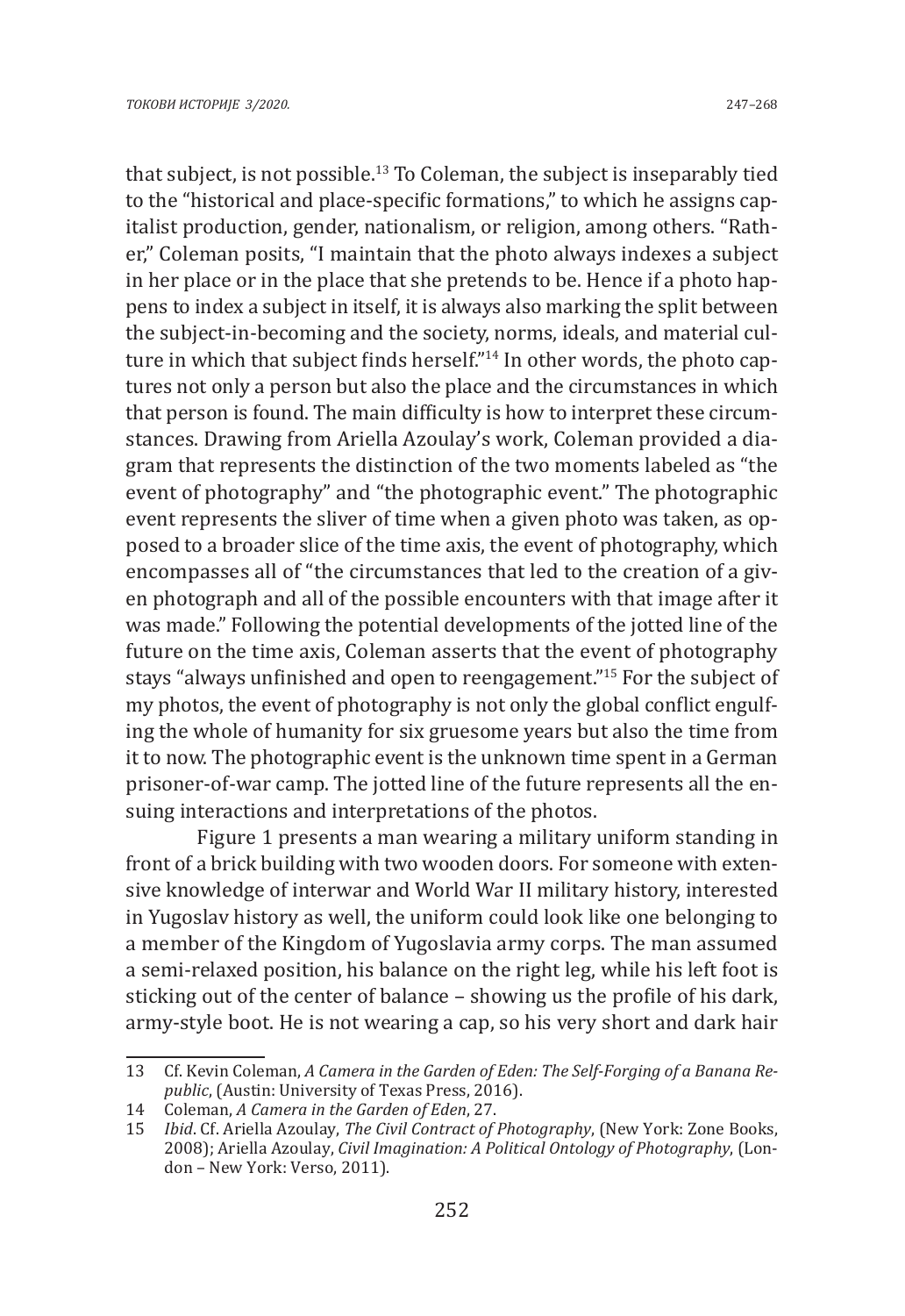that subject, is not possible.[13] To Coleman, the subject is inseparably tied to the "historical and place-specific formations," to which he assigns capitalist production, gender, nationalism, or religion, among others. "Rather," Coleman posits, "I maintain that the photo always indexes a subject in her place or in the place that she pretends to be. Hence if a photo happens to index a subject in itself, it is always also marking the split between the subject-in-becoming and the society, norms, ideals, and material culture in which that subject finds herself."[14] In other words, the photo captures not only a person but also the place and the circumstances in which that person is found. The main difficulty is how to interpret these circumstances. Drawing from Ariella Azoulay's work, Coleman provided a diagram that represents the distinction of the two moments labeled as "the event of photography" and "the photographic event." The photographic event represents the sliver of time when a given photo was taken, as opposed to a broader slice of the time axis, the event of photography, which encompasses all of "the circumstances that led to the creation of a given photograph and all of the possible encounters with that image after it was made." Following the potential developments of the jotted line of the future on the time axis, Coleman asserts that the event of photography stays "always unfinished and open to reengagement."[15] For the subject of my photos, the event of photography is not only the global conflict engulfing the whole of humanity for six gruesome years but also the time from it to now. The photographic event is the unknown time spent in a German prisoner-of-war camp. The jotted line of the future represents all the ensuing interactions and interpretations of the photos.

Figure 1 presents a man wearing a military uniform standing in front of a brick building with two wooden doors. For someone with extensive knowledge of interwar and World War II military history, interested in Yugoslav history as well, the uniform could look like one belonging to a member of the Kingdom of Yugoslavia army corps. The man assumed a semi-relaxed position, his balance on the right leg, while his left foot is sticking out of the center of balance – showing us the profile of his dark, army-style boot. He is not wearing a cap, so his very short and dark hair

---

13 Cf. Kevin Coleman, *A Camera in the Garden of Eden: The Self-Forging of a Banana Republic*, (Austin: University of Texas Press, 2016).

14 Coleman, *A Camera in the Garden of Eden*, 27.

15 *Ibid*. Cf. Ariella Azoulay, *The Civil Contract of Photography*, (New York: Zone Books, 2008); Ariella Azoulay, *Civil Imagination: A Political Ontology of Photography*, (London – New York: Verso, 2011).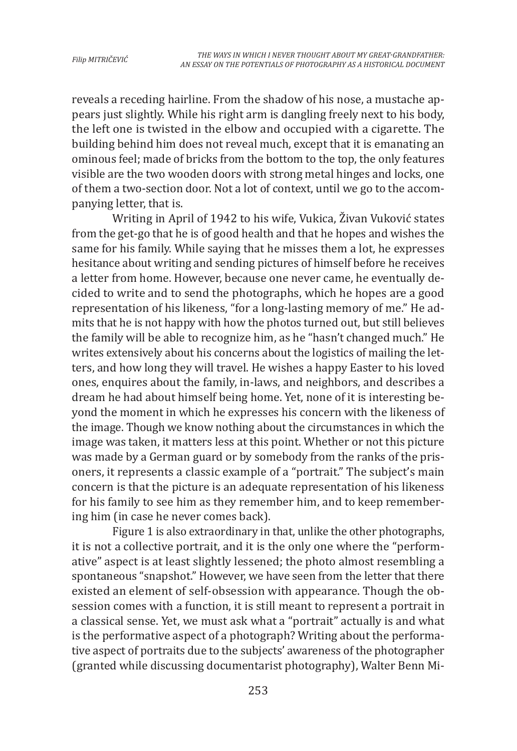reveals a receding hairline. From the shadow of his nose, a mustache appears just slightly. While his right arm is dangling freely next to his body, the left one is twisted in the elbow and occupied with a cigarette. The building behind him does not reveal much, except that it is emanating an ominous feel; made of bricks from the bottom to the top, the only features visible are the two wooden doors with strong metal hinges and locks, one of them a two-section door. Not a lot of context, until we go to the accompanying letter, that is.

Writing in April of 1942 to his wife, Vukica, Živan Vuković states from the get-go that he is of good health and that he hopes and wishes the same for his family. While saying that he misses them a lot, he expresses hesitance about writing and sending pictures of himself before he receives a letter from home. However, because one never came, he eventually decided to write and to send the photographs, which he hopes are a good representation of his likeness, "for a long-lasting memory of me." He admits that he is not happy with how the photos turned out, but still believes the family will be able to recognize him, as he "hasn't changed much." He writes extensively about his concerns about the logistics of mailing the letters, and how long they will travel. He wishes a happy Easter to his loved ones, enquires about the family, in-laws, and neighbors, and describes a dream he had about himself being home. Yet, none of it is interesting beyond the moment in which he expresses his concern with the likeness of the image. Though we know nothing about the circumstances in which the image was taken, it matters less at this point. Whether or not this picture was made by a German guard or by somebody from the ranks of the prisoners, it represents a classic example of a "portrait." The subject's main concern is that the picture is an adequate representation of his likeness for his family to see him as they remember him, and to keep remembering him (in case he never comes back).

Figure 1 is also extraordinary in that, unlike the other photographs, it is not a collective portrait, and it is the only one where the "performative" aspect is at least slightly lessened; the photo almost resembling a spontaneous "snapshot." However, we have seen from the letter that there existed an element of self-obsession with appearance. Though the obsession comes with a function, it is still meant to represent a portrait in a classical sense. Yet, we must ask what a "portrait" actually is and what is the performative aspect of a photograph? Writing about the performative aspect of portraits due to the subjects' awareness of the photographer (granted while discussing documentarist photography), Walter Benn Mi-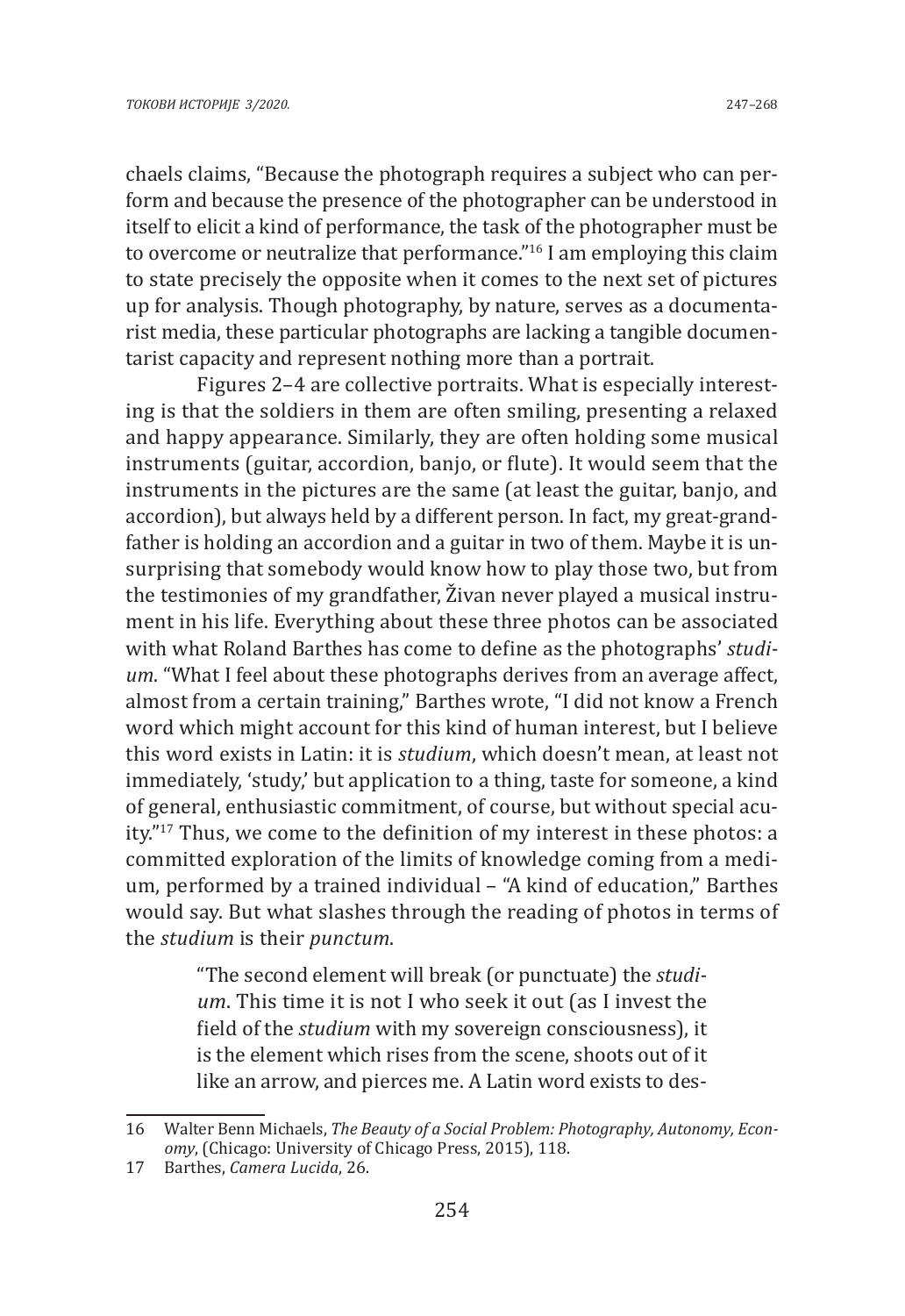chaels claims, "Because the photograph requires a subject who can perform and because the presence of the photographer can be understood in itself to elicit a kind of performance, the task of the photographer must be to overcome or neutralize that performance."[16] I am employing this claim to state precisely the opposite when it comes to the next set of pictures up for analysis. Though photography, by nature, serves as a documentarist media, these particular photographs are lacking a tangible documentarist capacity and represent nothing more than a portrait.

Figures 2–4 are collective portraits. What is especially interesting is that the soldiers in them are often smiling, presenting a relaxed and happy appearance. Similarly, they are often holding some musical instruments (guitar, accordion, banjo, or flute). It would seem that the instruments in the pictures are the same (at least the guitar, banjo, and accordion), but always held by a different person. In fact, my great-grandfather is holding an accordion and a guitar in two of them. Maybe it is unsurprising that somebody would know how to play those two, but from the testimonies of my grandfather, Živan never played a musical instrument in his life. Everything about these three photos can be associated with what Roland Barthes has come to define as the photographs' *studium*. "What I feel about these photographs derives from an average affect, almost from a certain training," Barthes wrote, "I did not know a French word which might account for this kind of human interest, but I believe this word exists in Latin: it is *studium*, which doesn't mean, at least not immediately, 'study,' but application to a thing, taste for someone, a kind of general, enthusiastic commitment, of course, but without special acuity."[17] Thus, we come to the definition of my interest in these photos: a committed exploration of the limits of knowledge coming from a medium, performed by a trained individual – "A kind of education," Barthes would say. But what slashes through the reading of photos in terms of the *studium* is their *punctum*.

> "The second element will break (or punctuate) the *studium*. This time it is not I who seek it out (as I invest the field of the *studium* with my sovereign consciousness), it is the element which rises from the scene, shoots out of it like an arrow, and pierces me. A Latin word exists to des-

---

16 Walter Benn Michaels, *The Beauty of a Social Problem: Photography, Autonomy, Economy*, (Chicago: University of Chicago Press, 2015), 118.

17 Barthes, *Camera Lucida*, 26.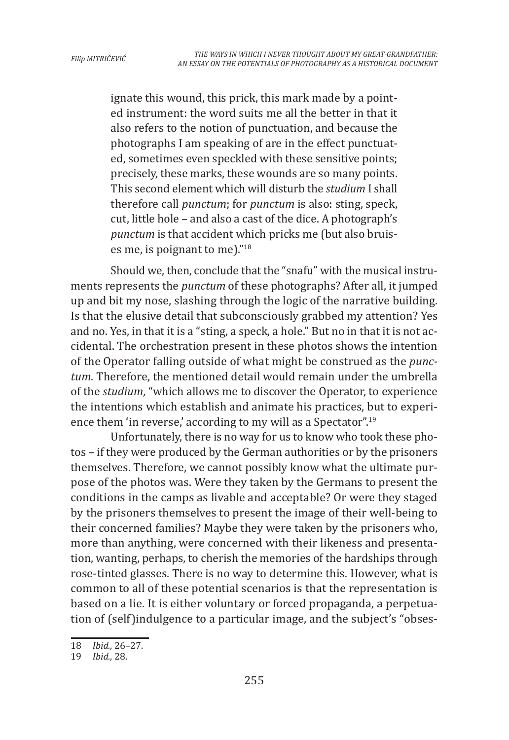ignate this wound, this prick, this mark made by a pointed instrument: the word suits me all the better in that it also refers to the notion of punctuation, and because the photographs I am speaking of are in the effect punctuated, sometimes even speckled with these sensitive points; precisely, these marks, these wounds are so many points. This second element which will disturb the *studium* I shall therefore call *punctum*; for *punctum* is also: sting, speck, cut, little hole – and also a cast of the dice. A photograph's *punctum* is that accident which pricks me (but also bruises me, is poignant to me)."[18]

Should we, then, conclude that the "snafu" with the musical instruments represents the *punctum* of these photographs? After all, it jumped up and bit my nose, slashing through the logic of the narrative building. Is that the elusive detail that subconsciously grabbed my attention? Yes and no. Yes, in that it is a "sting, a speck, a hole." But no in that it is not accidental. The orchestration present in these photos shows the intention of the Operator falling outside of what might be construed as the *punctum*. Therefore, the mentioned detail would remain under the umbrella of the *studium*, "which allows me to discover the Operator, to experience the intentions which establish and animate his practices, but to experience them 'in reverse,' according to my will as a Spectator".[19]

Unfortunately, there is no way for us to know who took these photos – if they were produced by the German authorities or by the prisoners themselves. Therefore, we cannot possibly know what the ultimate purpose of the photos was. Were they taken by the Germans to present the conditions in the camps as livable and acceptable? Or were they staged by the prisoners themselves to present the image of their well-being to their concerned families? Maybe they were taken by the prisoners who, more than anything, were concerned with their likeness and presentation, wanting, perhaps, to cherish the memories of the hardships through rose-tinted glasses. There is no way to determine this. However, what is common to all of these potential scenarios is that the representation is based on a lie. It is either voluntary or forced propaganda, a perpetuation of (self)indulgence to a particular image, and the subject's "obses-

---

18 *Ibid.*, 26–27.

19 *Ibid.*, 28.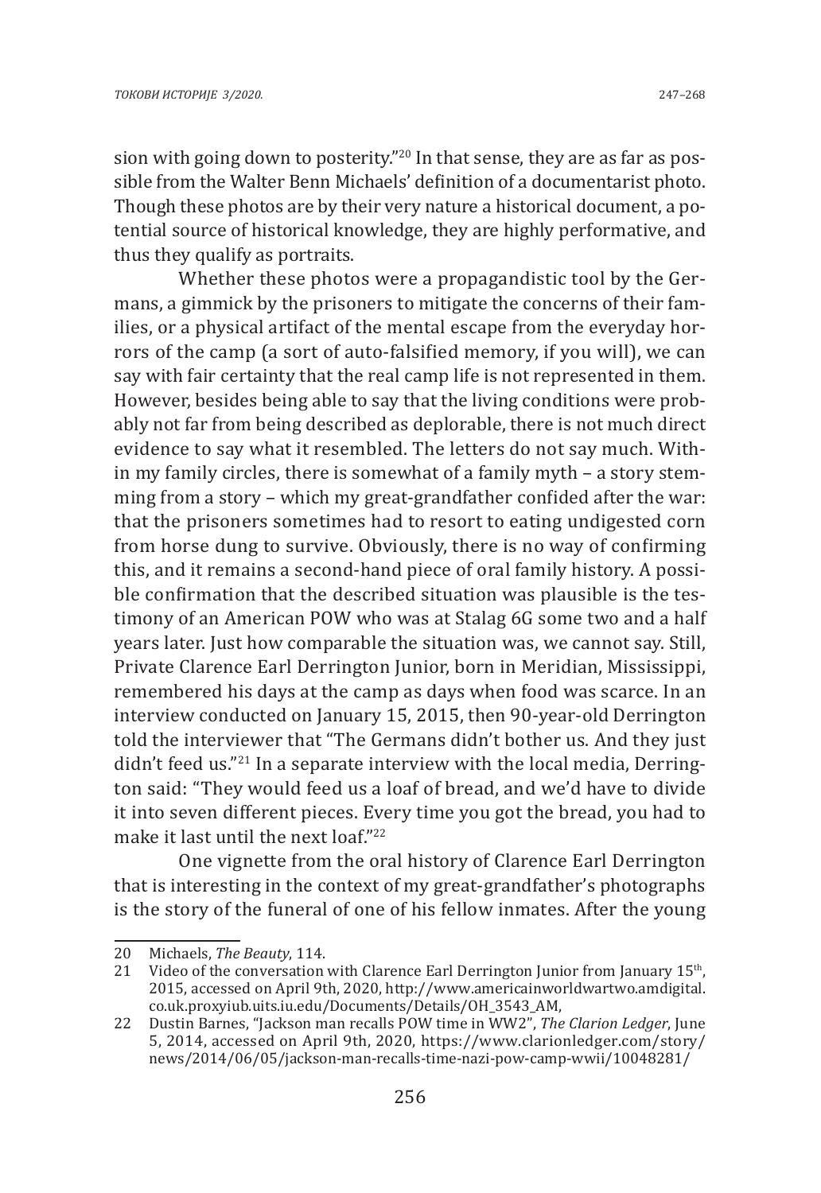sion with going down to posterity."[20] In that sense, they are as far as possible from the Walter Benn Michaels' definition of a documentarist photo. Though these photos are by their very nature a historical document, a potential source of historical knowledge, they are highly performative, and thus they qualify as portraits.

Whether these photos were a propagandistic tool by the Germans, a gimmick by the prisoners to mitigate the concerns of their families, or a physical artifact of the mental escape from the everyday horrors of the camp (a sort of auto-falsified memory, if you will), we can say with fair certainty that the real camp life is not represented in them. However, besides being able to say that the living conditions were probably not far from being described as deplorable, there is not much direct evidence to say what it resembled. The letters do not say much. Within my family circles, there is somewhat of a family myth – a story stemming from a story – which my great-grandfather confided after the war: that the prisoners sometimes had to resort to eating undigested corn from horse dung to survive. Obviously, there is no way of confirming this, and it remains a second-hand piece of oral family history. A possible confirmation that the described situation was plausible is the testimony of an American POW who was at Stalag 6G some two and a half years later. Just how comparable the situation was, we cannot say. Still, Private Clarence Earl Derrington Junior, born in Meridian, Mississippi, remembered his days at the camp as days when food was scarce. In an interview conducted on January 15, 2015, then 90-year-old Derrington told the interviewer that "The Germans didn't bother us. And they just didn't feed us."[21] In a separate interview with the local media, Derrington said: "They would feed us a loaf of bread, and we'd have to divide it into seven different pieces. Every time you got the bread, you had to make it last until the next loaf."[22]

One vignette from the oral history of Clarence Earl Derrington that is interesting in the context of my great-grandfather's photographs is the story of the funeral of one of his fellow inmates. After the young

---

20 Michaels, *The Beauty*, 114.

21 Video of the conversation with Clarence Earl Derrington Junior from January 15th, 2015, accessed on April 9th, 2020, http://www.americainworldwartwo.amdigital.co.uk.proxyiub.uits.iu.edu/Documents/Details/OH_3543_AM,

22 Dustin Barnes, "Jackson man recalls POW time in WW2", *The Clarion Ledger*, June 5, 2014, accessed on April 9th, 2020, https://www.clarionledger.com/story/news/2014/06/05/jackson-man-recalls-time-nazi-pow-camp-wwii/10048281/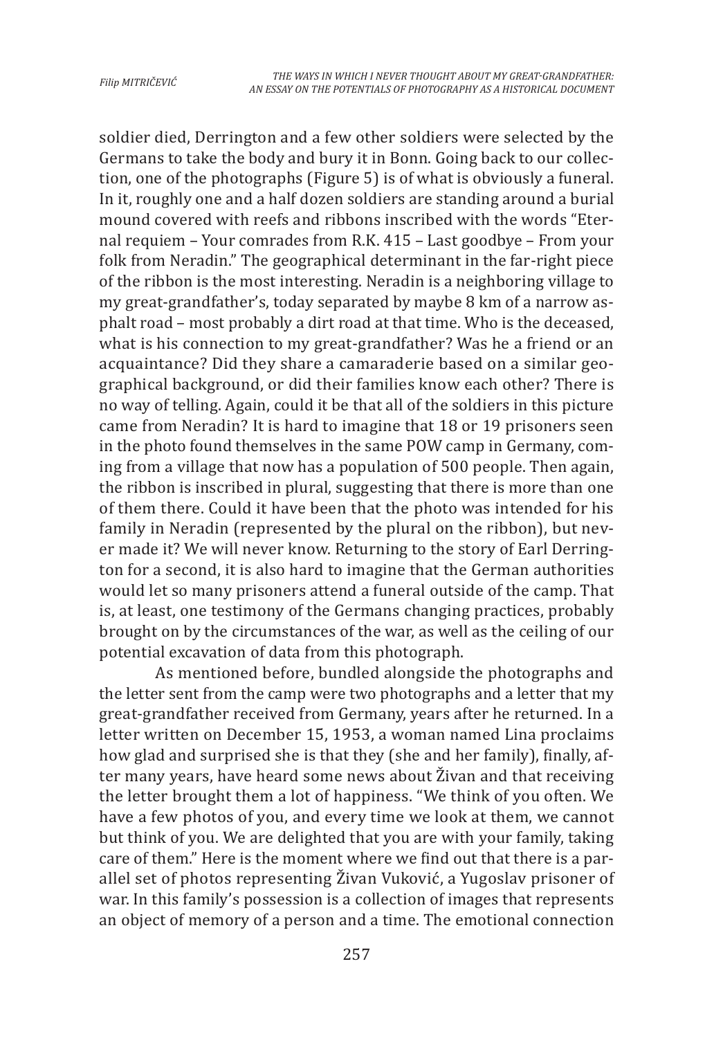soldier died, Derrington and a few other soldiers were selected by the Germans to take the body and bury it in Bonn. Going back to our collection, one of the photographs (Figure 5) is of what is obviously a funeral. In it, roughly one and a half dozen soldiers are standing around a burial mound covered with reefs and ribbons inscribed with the words "Eternal requiem – Your comrades from R.K. 415 – Last goodbye – From your folk from Neradin." The geographical determinant in the far-right piece of the ribbon is the most interesting. Neradin is a neighboring village to my great-grandfather's, today separated by maybe 8 km of a narrow asphalt road – most probably a dirt road at that time. Who is the deceased, what is his connection to my great-grandfather? Was he a friend or an acquaintance? Did they share a camaraderie based on a similar geographical background, or did their families know each other? There is no way of telling. Again, could it be that all of the soldiers in this picture came from Neradin? It is hard to imagine that 18 or 19 prisoners seen in the photo found themselves in the same POW camp in Germany, coming from a village that now has a population of 500 people. Then again, the ribbon is inscribed in plural, suggesting that there is more than one of them there. Could it have been that the photo was intended for his family in Neradin (represented by the plural on the ribbon), but never made it? We will never know. Returning to the story of Earl Derrington for a second, it is also hard to imagine that the German authorities would let so many prisoners attend a funeral outside of the camp. That is, at least, one testimony of the Germans changing practices, probably brought on by the circumstances of the war, as well as the ceiling of our potential excavation of data from this photograph.

As mentioned before, bundled alongside the photographs and the letter sent from the camp were two photographs and a letter that my great-grandfather received from Germany, years after he returned. In a letter written on December 15, 1953, a woman named Lina proclaims how glad and surprised she is that they (she and her family), finally, after many years, have heard some news about Živan and that receiving the letter brought them a lot of happiness. "We think of you often. We have a few photos of you, and every time we look at them, we cannot but think of you. We are delighted that you are with your family, taking care of them." Here is the moment where we find out that there is a parallel set of photos representing Živan Vuković, a Yugoslav prisoner of war. In this family's possession is a collection of images that represents an object of memory of a person and a time. The emotional connection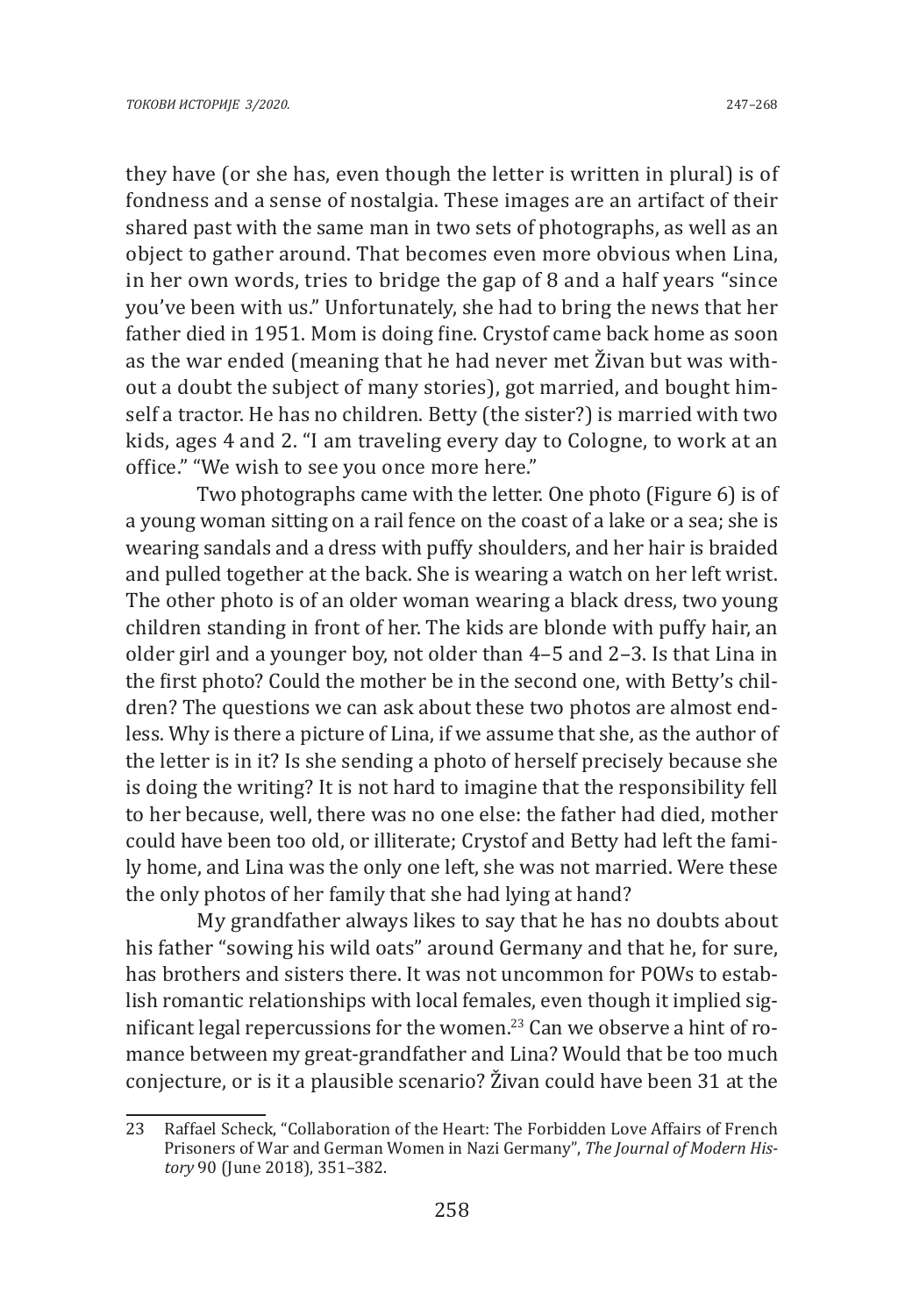they have (or she has, even though the letter is written in plural) is of fondness and a sense of nostalgia. These images are an artifact of their shared past with the same man in two sets of photographs, as well as an object to gather around. That becomes even more obvious when Lina, in her own words, tries to bridge the gap of 8 and a half years "since you've been with us." Unfortunately, she had to bring the news that her father died in 1951. Mom is doing fine. Crystof came back home as soon as the war ended (meaning that he had never met Živan but was without a doubt the subject of many stories), got married, and bought himself a tractor. He has no children. Betty (the sister?) is married with two kids, ages 4 and 2. "I am traveling every day to Cologne, to work at an office." "We wish to see you once more here."

Two photographs came with the letter. One photo (Figure 6) is of a young woman sitting on a rail fence on the coast of a lake or a sea; she is wearing sandals and a dress with puffy shoulders, and her hair is braided and pulled together at the back. She is wearing a watch on her left wrist. The other photo is of an older woman wearing a black dress, two young children standing in front of her. The kids are blonde with puffy hair, an older girl and a younger boy, not older than 4–5 and 2–3. Is that Lina in the first photo? Could the mother be in the second one, with Betty's children? The questions we can ask about these two photos are almost endless. Why is there a picture of Lina, if we assume that she, as the author of the letter is in it? Is she sending a photo of herself precisely because she is doing the writing? It is not hard to imagine that the responsibility fell to her because, well, there was no one else: the father had died, mother could have been too old, or illiterate; Crystof and Betty had left the family home, and Lina was the only one left, she was not married. Were these the only photos of her family that she had lying at hand?

My grandfather always likes to say that he has no doubts about his father "sowing his wild oats" around Germany and that he, for sure, has brothers and sisters there. It was not uncommon for POWs to establish romantic relationships with local females, even though it implied significant legal repercussions for the women.[23] Can we observe a hint of romance between my great-grandfather and Lina? Would that be too much conjecture, or is it a plausible scenario? Živan could have been 31 at the

---

23 Raffael Scheck, "Collaboration of the Heart: The Forbidden Love Affairs of French Prisoners of War and German Women in Nazi Germany", *The Journal of Modern History* 90 (June 2018), 351–382.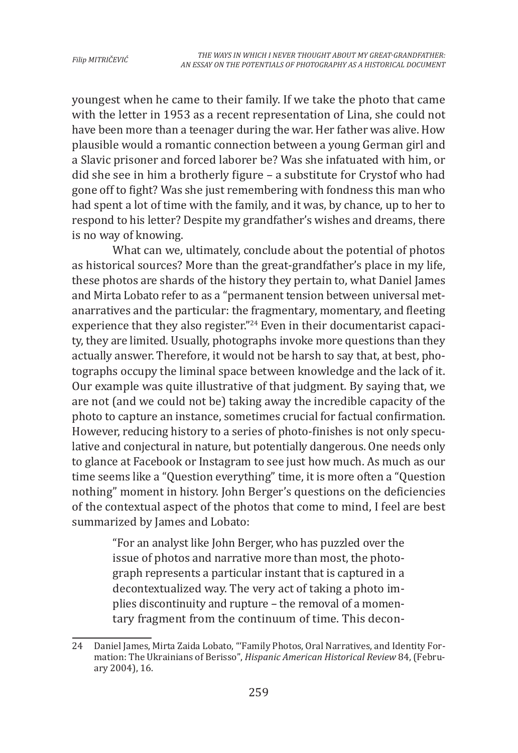youngest when he came to their family. If we take the photo that came with the letter in 1953 as a recent representation of Lina, she could not have been more than a teenager during the war. Her father was alive. How plausible would a romantic connection between a young German girl and a Slavic prisoner and forced laborer be? Was she infatuated with him, or did she see in him a brotherly figure – a substitute for Crystof who had gone off to fight? Was she just remembering with fondness this man who had spent a lot of time with the family, and it was, by chance, up to her to respond to his letter? Despite my grandfather's wishes and dreams, there is no way of knowing.

What can we, ultimately, conclude about the potential of photos as historical sources? More than the great-grandfather's place in my life, these photos are shards of the history they pertain to, what Daniel James and Mirta Lobato refer to as a "permanent tension between universal metanarratives and the particular: the fragmentary, momentary, and fleeting experience that they also register."[24] Even in their documentarist capacity, they are limited. Usually, photographs invoke more questions than they actually answer. Therefore, it would not be harsh to say that, at best, photographs occupy the liminal space between knowledge and the lack of it. Our example was quite illustrative of that judgment. By saying that, we are not (and we could not be) taking away the incredible capacity of the photo to capture an instance, sometimes crucial for factual confirmation. However, reducing history to a series of photo-finishes is not only speculative and conjectural in nature, but potentially dangerous. One needs only to glance at Facebook or Instagram to see just how much. As much as our time seems like a "Question everything" time, it is more often a "Question nothing" moment in history. John Berger's questions on the deficiencies of the contextual aspect of the photos that come to mind, I feel are best summarized by James and Lobato:

> "For an analyst like John Berger, who has puzzled over the issue of photos and narrative more than most, the photograph represents a particular instant that is captured in a decontextualized way. The very act of taking a photo implies discontinuity and rupture – the removal of a momentary fragment from the continuum of time. This decon-

---

24 Daniel James, Mirta Zaida Lobato, "'Family Photos, Oral Narratives, and Identity Formation: The Ukrainians of Berisso", *Hispanic American Historical Review* 84, (February 2004), 16.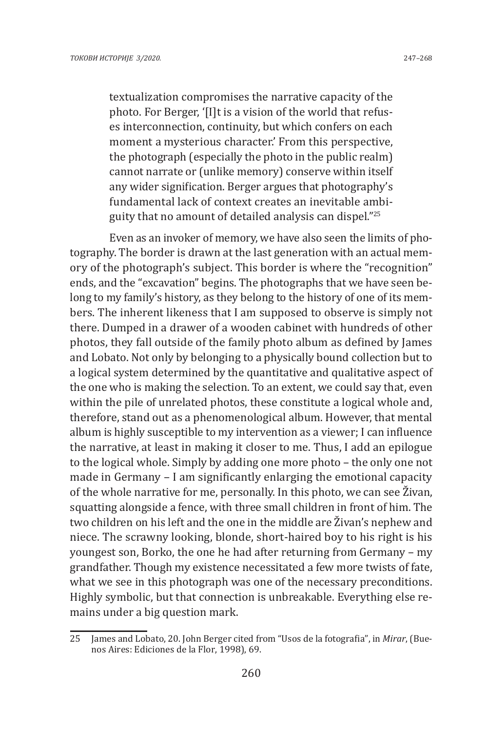> textualization compromises the narrative capacity of the photo. For Berger, '[I]t is a vision of the world that refuses interconnection, continuity, but which confers on each moment a mysterious character.' From this perspective, the photograph (especially the photo in the public realm) cannot narrate or (unlike memory) conserve within itself any wider signification. Berger argues that photography's fundamental lack of context creates an inevitable ambiguity that no amount of detailed analysis can dispel."[25]

Even as an invoker of memory, we have also seen the limits of photography. The border is drawn at the last generation with an actual memory of the photograph's subject. This border is where the "recognition" ends, and the "excavation" begins. The photographs that we have seen belong to my family's history, as they belong to the history of one of its members. The inherent likeness that I am supposed to observe is simply not there. Dumped in a drawer of a wooden cabinet with hundreds of other photos, they fall outside of the family photo album as defined by James and Lobato. Not only by belonging to a physically bound collection but to a logical system determined by the quantitative and qualitative aspect of the one who is making the selection. To an extent, we could say that, even within the pile of unrelated photos, these constitute a logical whole and, therefore, stand out as a phenomenological album. However, that mental album is highly susceptible to my intervention as a viewer; I can influence the narrative, at least in making it closer to me. Thus, I add an epilogue to the logical whole. Simply by adding one more photo – the only one not made in Germany – I am significantly enlarging the emotional capacity of the whole narrative for me, personally. In this photo, we can see Živan, squatting alongside a fence, with three small children in front of him. The two children on his left and the one in the middle are Živan's nephew and niece. The scrawny looking, blonde, short-haired boy to his right is his youngest son, Borko, the one he had after returning from Germany – my grandfather. Though my existence necessitated a few more twists of fate, what we see in this photograph was one of the necessary preconditions. Highly symbolic, but that connection is unbreakable. Everything else remains under a big question mark.

---

25 James and Lobato, 20. John Berger cited from "Usos de la fotografia", in *Mirar*, (Buenos Aires: Ediciones de la Flor, 1998), 69.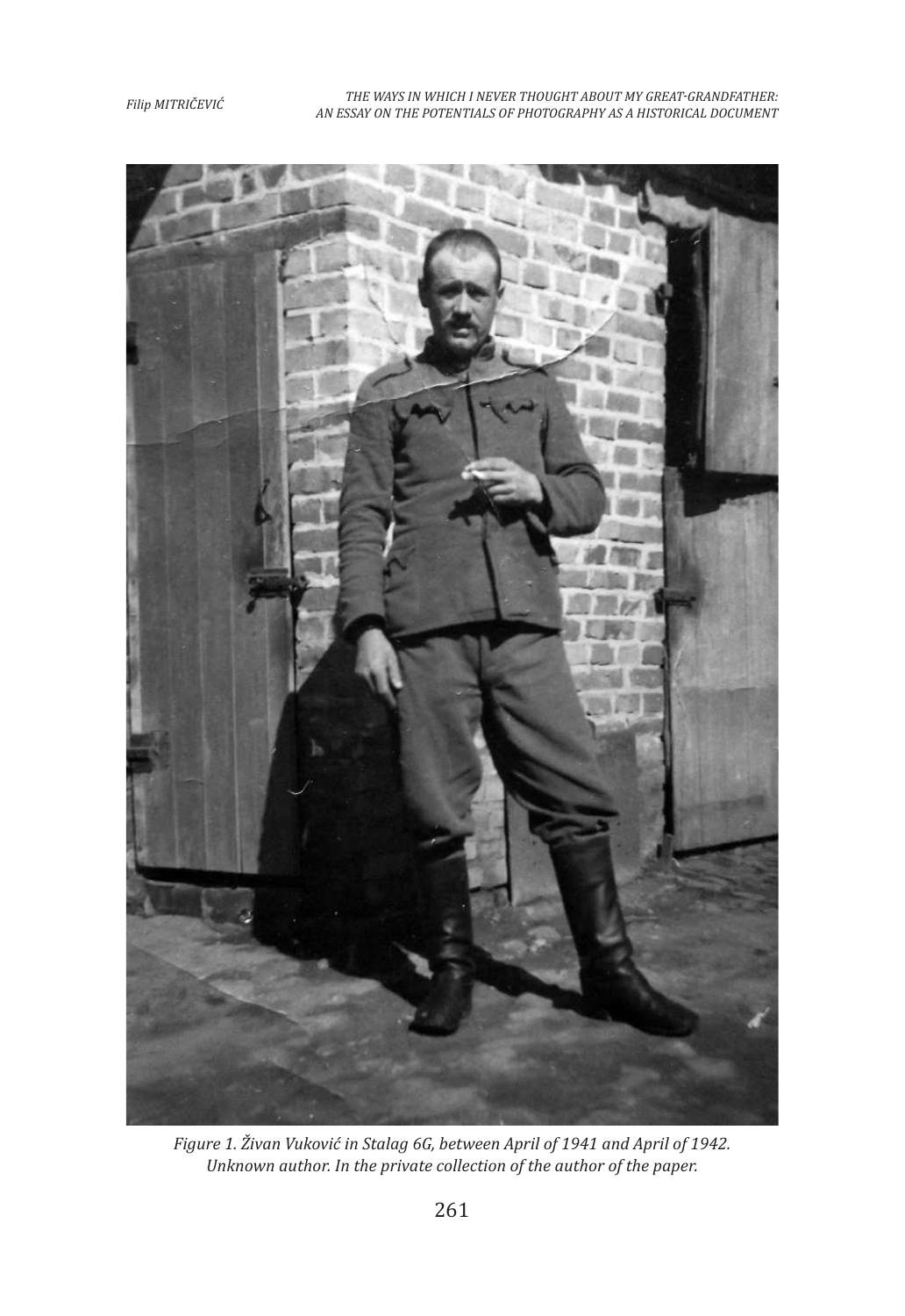*Figure 1. Živan Vuković in Stalag 6G, between April of 1941 and April of 1942. Unknown author. In the private collection of the author of the paper.*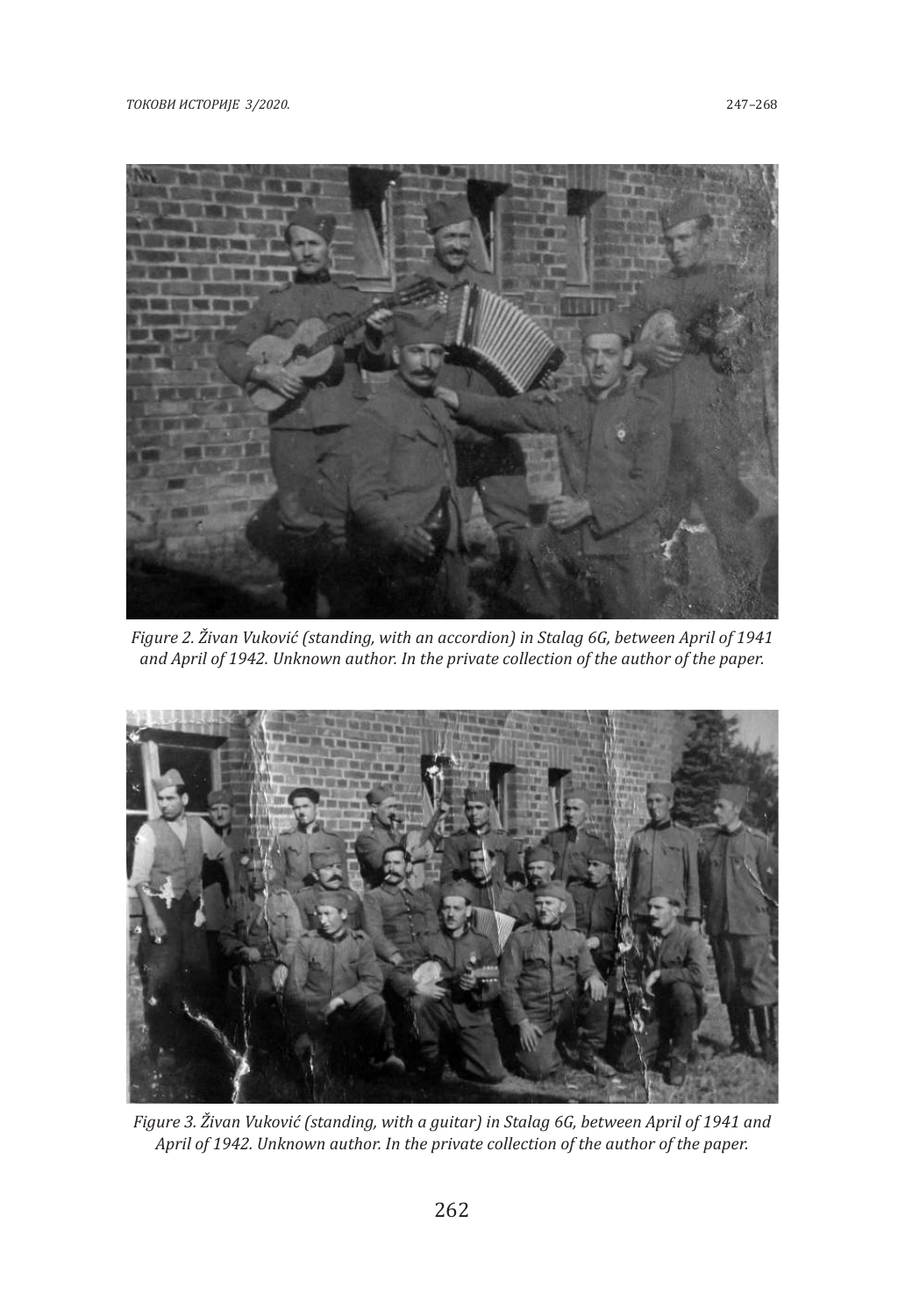*Figure 2. Živan Vuković (standing, with an accordion) in Stalag 6G, between April of 1941 and April of 1942. Unknown author. In the private collection of the author of the paper.*

*Figure 3. Živan Vuković (standing, with a guitar) in Stalag 6G, between April of 1941 and April of 1942. Unknown author. In the private collection of the author of the paper.*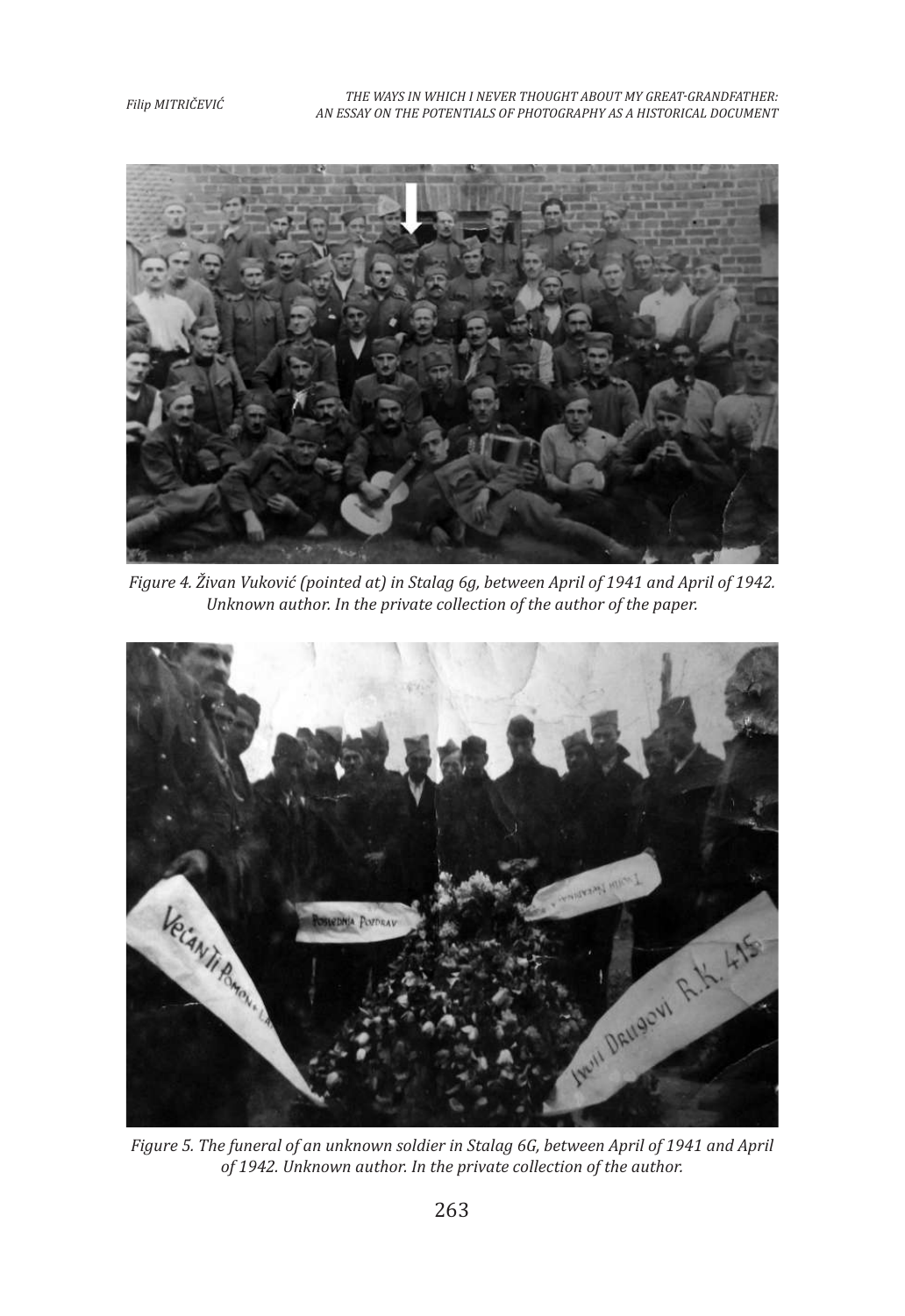Figure 4. Živan Vuković (pointed at) in Stalag 6g, between April of 1941 and April of 1942. Unknown author. In the private collection of the author of the paper.

Figure 5. The funeral of an unknown soldier in Stalag 6G, between April of 1941 and April of 1942. Unknown author. In the private collection of the author.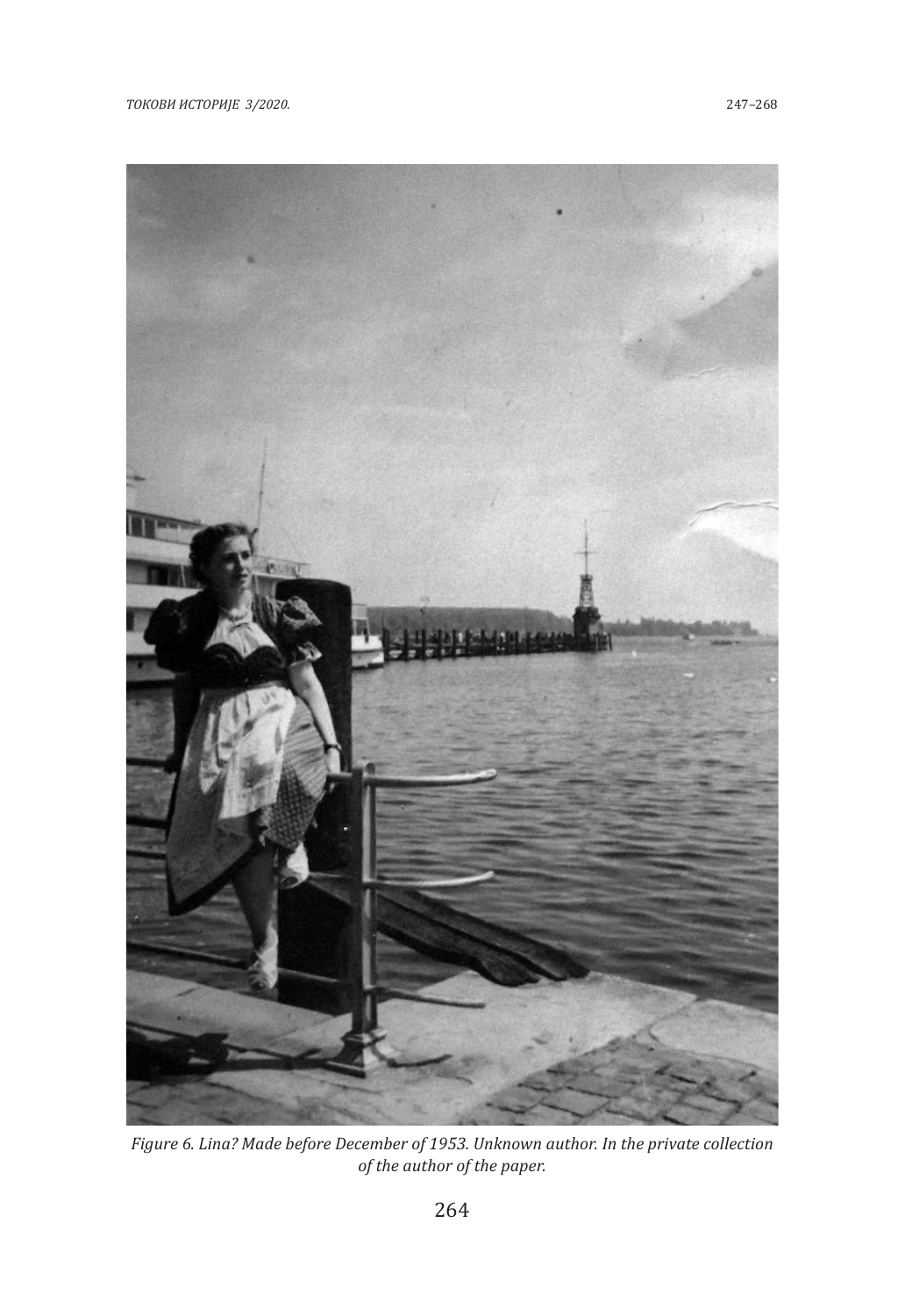*Figure 6. Lina? Made before December of 1953. Unknown author. In the private collection of the author of the paper.*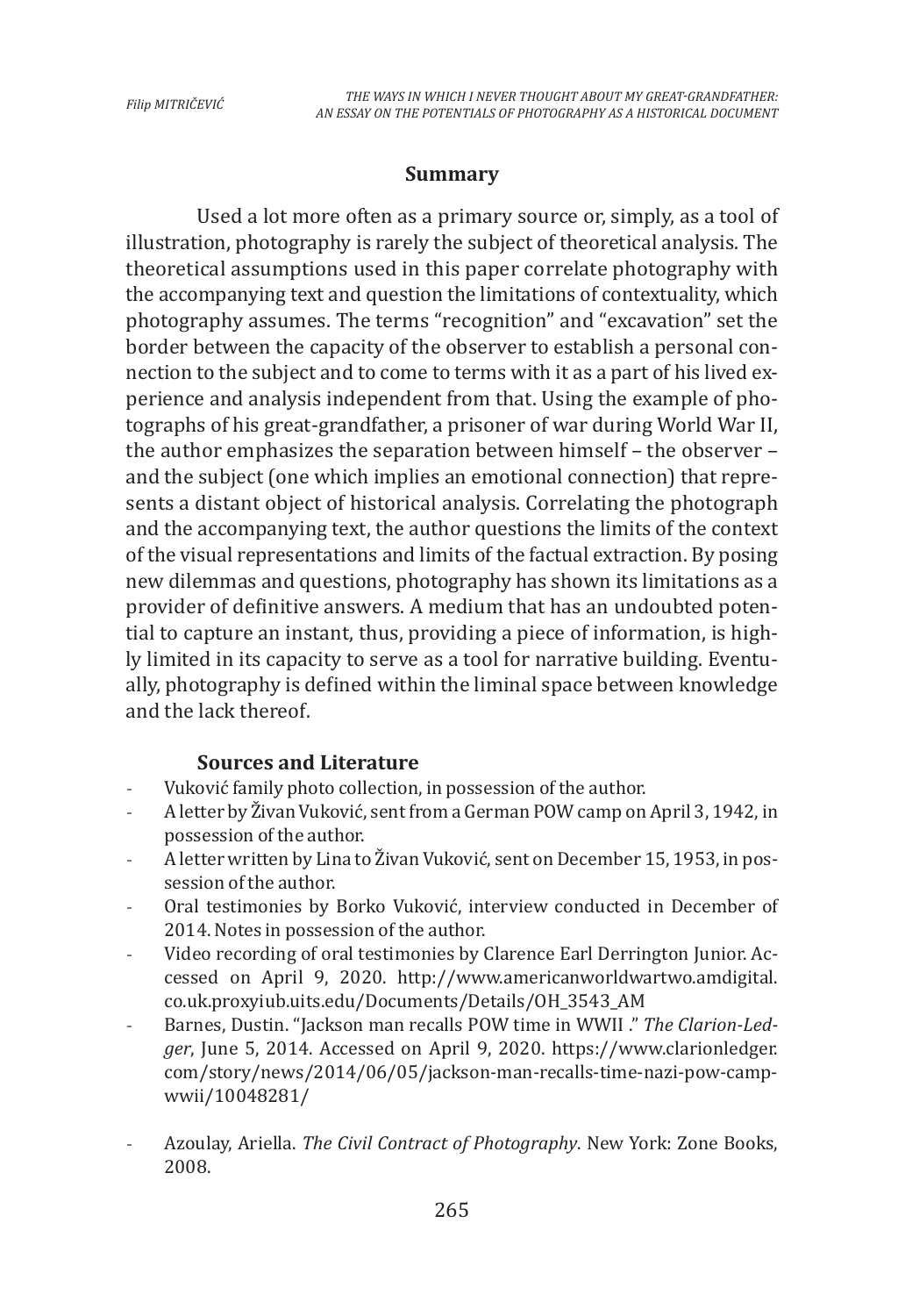## Summary

Used a lot more often as a primary source or, simply, as a tool of illustration, photography is rarely the subject of theoretical analysis. The theoretical assumptions used in this paper correlate photography with the accompanying text and question the limitations of contextuality, which photography assumes. The terms "recognition" and "excavation" set the border between the capacity of the observer to establish a personal connection to the subject and to come to terms with it as a part of his lived experience and analysis independent from that. Using the example of photographs of his great-grandfather, a prisoner of war during World War II, the author emphasizes the separation between himself – the observer – and the subject (one which implies an emotional connection) that represents a distant object of historical analysis. Correlating the photograph and the accompanying text, the author questions the limits of the context of the visual representations and limits of the factual extraction. By posing new dilemmas and questions, photography has shown its limitations as a provider of definitive answers. A medium that has an undoubted potential to capture an instant, thus, providing a piece of information, is highly limited in its capacity to serve as a tool for narrative building. Eventually, photography is defined within the liminal space between knowledge and the lack thereof.

### Sources and Literature

- Vuković family photo collection, in possession of the author.
- A letter by Živan Vuković, sent from a German POW camp on April 3, 1942, in possession of the author.
- A letter written by Lina to Živan Vuković, sent on December 15, 1953, in possession of the author.
- Oral testimonies by Borko Vuković, interview conducted in December of 2014. Notes in possession of the author.
- Video recording of oral testimonies by Clarence Earl Derrington Junior. Accessed on April 9, 2020. http://www.americanworldwartwo.amdigital.co.uk.proxyiub.uits.edu/Documents/Details/OH_3543_AM
- Barnes, Dustin. "Jackson man recalls POW time in WWII ." *The Clarion-Ledger*, June 5, 2014. Accessed on April 9, 2020. https://www.clarionledger.com/story/news/2014/06/05/jackson-man-recalls-time-nazi-pow-camp-wwii/10048281/

- Azoulay, Ariella. *The Civil Contract of Photography*. New York: Zone Books, 2008.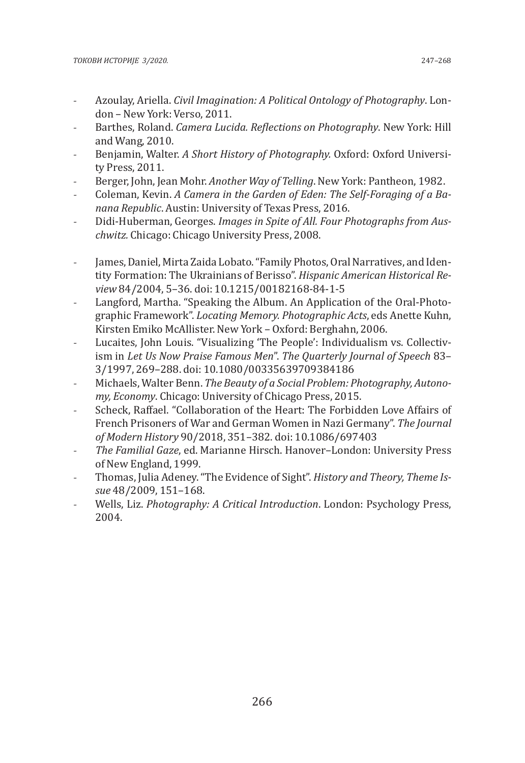- Azoulay, Ariella. *Civil Imagination: A Political Ontology of Photography*. London – New York: Verso, 2011.
- Barthes, Roland. *Camera Lucida. Reflections on Photography*. New York: Hill and Wang, 2010.
- Benjamin, Walter. *A Short History of Photography.* Oxford: Oxford University Press, 2011.
- Berger, John, Jean Mohr. *Another Way of Telling*. New York: Pantheon, 1982.
- Coleman, Kevin. *A Camera in the Garden of Eden: The Self-Foraging of a Banana Republic*. Austin: University of Texas Press, 2016.
- Didi-Huberman, Georges. *Images in Spite of All. Four Photographs from Auschwitz.* Chicago: Chicago University Press, 2008.
- James, Daniel, Mirta Zaida Lobato. "Family Photos, Oral Narratives, and Identity Formation: The Ukrainians of Berisso". *Hispanic American Historical Review* 84/2004, 5–36. doi: 10.1215/00182168-84-1-5
- Langford, Martha. "Speaking the Album. An Application of the Oral-Photographic Framework". *Locating Memory. Photographic Acts*, eds Anette Kuhn, Kirsten Emiko McAllister. New York – Oxford: Berghahn, 2006.
- Lucaites, John Louis. "Visualizing 'The People': Individualism vs. Collectivism in *Let Us Now Praise Famous Men*". *The Quarterly Journal of Speech* 83–3/1997, 269–288. doi: 10.1080/00335639709384186
- Michaels, Walter Benn. *The Beauty of a Social Problem: Photography, Autonomy, Economy*. Chicago: University of Chicago Press, 2015.
- Scheck, Raffael. "Collaboration of the Heart: The Forbidden Love Affairs of French Prisoners of War and German Women in Nazi Germany". *The Journal of Modern History* 90/2018, 351–382. doi: 10.1086/697403
- *The Familial Gaze*, ed. Marianne Hirsch. Hanover–London: University Press of New England, 1999.
- Thomas, Julia Adeney. "The Evidence of Sight". *History and Theory, Theme Issue* 48/2009, 151–168.
- Wells, Liz. *Photography: A Critical Introduction*. London: Psychology Press, 2004.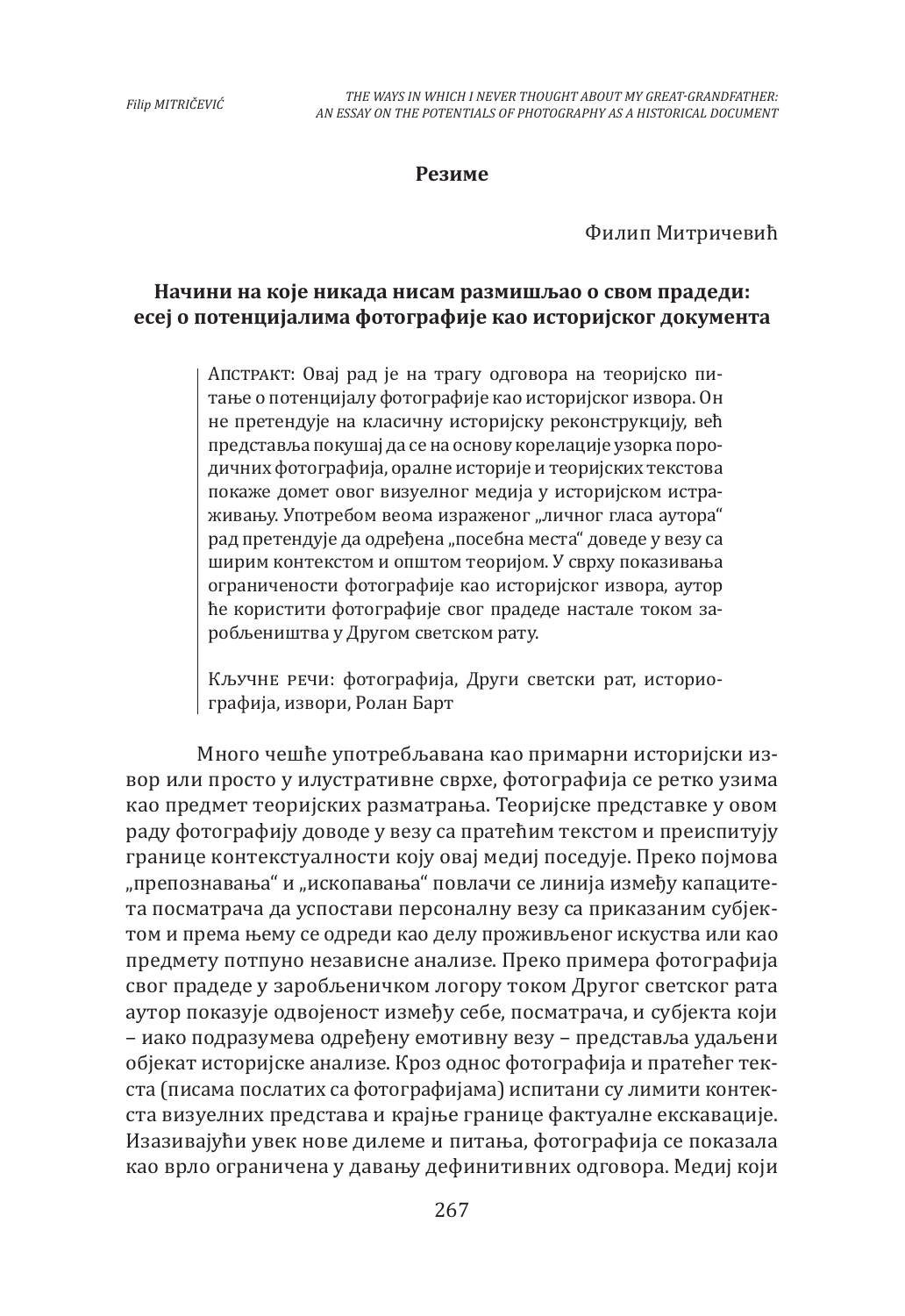## Резиме

Филип Митричевић

### Начини на које никада нисам размишљао о свом прадеди: есеј о потенцијалима фотографије као историјског документа

> Апстракт: Овај рад је на трагу одговора на теоријско питање о потенцијалу фотографије као историјског извора. Он не претендује на класичну историјску реконструкцију, већ представља покушај да се на основу корелације узорка породичних фотографија, оралне историје и теоријских текстова покаже домет овог визуелног медија у историјском истраживању. Употребом веома израженог „личног гласа аутора" рад претендује да одређена „посебна места" доведе у везу са ширим контекстом и општом теоријом. У сврху показивања ограничености фотографије као историјског извора, аутор ће користити фотографије свог прадеде настале током заробљеништва у Другом светском рату.
>
> Кључне речи: фотографија, Други светски рат, историографија, извори, Ролан Барт

Много чешће употребљавана као примарни историјски извор или просто у илустративне сврхе, фотографија се ретко узима као предмет теоријских разматрања. Теоријске представке у овом раду фотографију доводе у везу са пратећим текстом и преиспитују границе контекстуалности коју овај медиј поседује. Преко појмова „препознавања" и „ископавања" повлачи се линија између капацитета посматрача да успостави персоналну везу са приказаним субјектом и према њему се одреди као делу проживљеног искуства или као предмету потпуно независне анализе. Преко примера фотографија свог прадеде у заробљеничком логору током Другог светског рата аутор показује одвојеност између себе, посматрача, и субјекта који – иако подразумева одређену емотивну везу – представља удаљени објекат историјске анализе. Кроз однос фотографија и пратећег текста (писама послатих са фотографијама) испитани су лимити контекста визуелних представа и крајње границе фактуалне екскавације. Изазивајући увек нове дилеме и питања, фотографија се показала као врло ограничена у давању дефинитивних одговора. Медиј који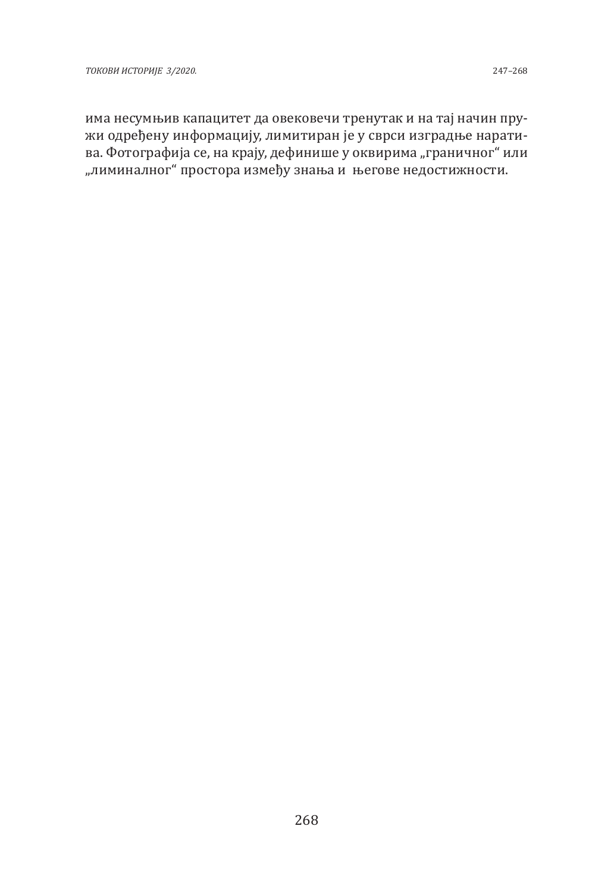има несумњив капацитет да овековечи тренутак и на тај начин пружи одређену информацију, лимитиран је у сврси изградње наратива. Фотографија се, на крају, дефинише у оквирима „граничног" или „лиминалног" простора између знања и његове недостижности.